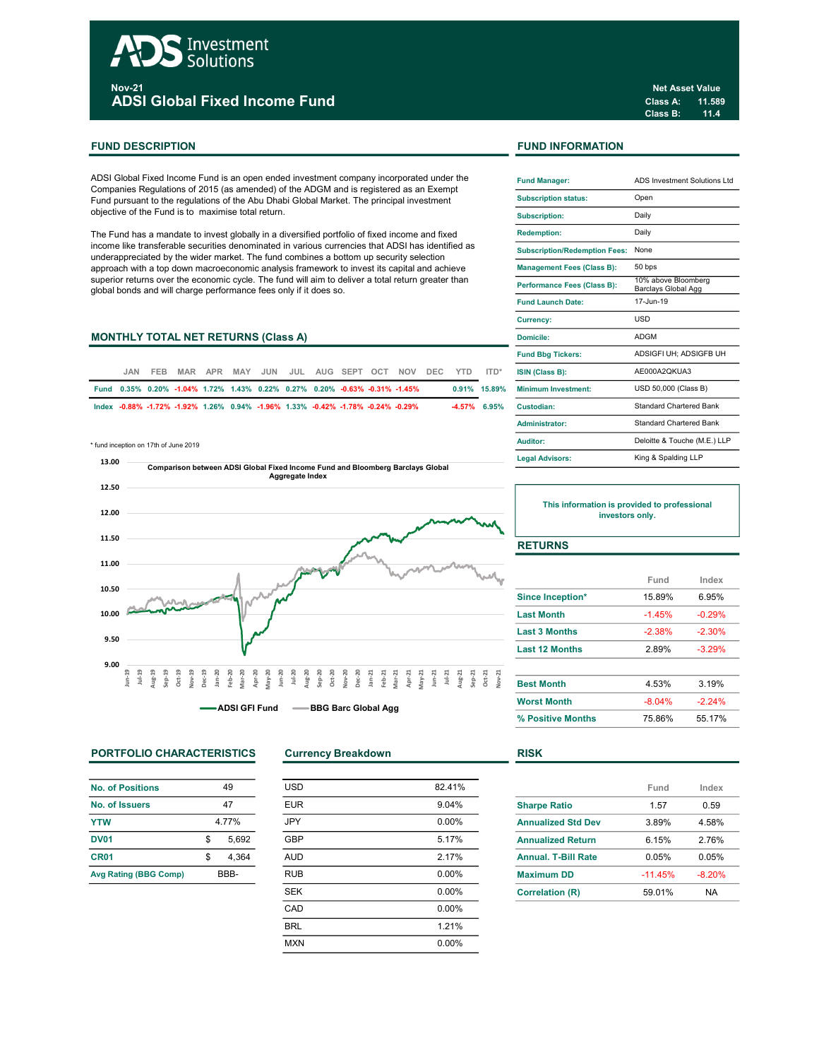# ADS Investment Solutions

**Nov-21**

# ADSI Global Fixed Income Fund

**Net Asset Value**
**Class A: 11.589**
**Class B: 11.4**

## FUND DESCRIPTION

ADSI Global Fixed Income Fund is an open ended investment company incorporated under the Companies Regulations of 2015 (as amended) of the ADGM and is registered as an Exempt Fund pursuant to the regulations of the Abu Dhabi Global Market. The principal investment objective of the Fund is to maximise total return.

The Fund has a mandate to invest globally in a diversified portfolio of fixed income and fixed income like transferable securities denominated in various currencies that ADSI has identified as underappreciated by the wider market. The fund combines a bottom up security selection approach with a top down macroeconomic analysis framework to invest its capital and achieve superior returns over the economic cycle. The fund will aim to deliver a total return greater than global bonds and will charge performance fees only if it does so.

## MONTHLY TOTAL NET RETURNS (Class A)

| | JAN | FEB | MAR | APR | MAY | JUN | JUL | AUG | SEPT | OCT | NOV | DEC | YTD | ITD* |
|---|---|---|---|---|---|---|---|---|---|---|---|---|---|---|
| Fund | 0.35% | 0.20% | -1.04% | 1.72% | 1.43% | 0.22% | 0.27% | 0.20% | -0.63% | -0.31% | -1.45% | | 0.91% | 15.89% |
| Index | -0.88% | -1.72% | -1.92% | 1.26% | 0.94% | -1.96% | 1.33% | -0.42% | -1.78% | -0.24% | -0.29% | | -4.57% | 6.95% |

\* fund inception on 17th of June 2019

**Comparison between ADSI Global Fixed Income Fund and Bloomberg Barclays Global Aggregate Index**

ADSI GFI Fund — BBG Barc Global Agg

## FUND INFORMATION

| | |
|---|---|
| Fund Manager: | ADS Investment Solutions Ltd |
| Subscription status: | Open |
| Subscription: | Daily |
| Redemption: | Daily |
| Subscription/Redemption Fees: | None |
| Management Fees (Class B): | 50 bps |
| Performance Fees (Class B): | 10% above Bloomberg Barclays Global Agg |
| Fund Launch Date: | 17-Jun-19 |
| Currency: | USD |
| Domicile: | ADGM |
| Fund Bbg Tickers: | ADSIGFI UH; ADSIGFB UH |
| ISIN (Class B): | AE000A2QKUA3 |
| Minimum Investment: | USD 50,000 (Class B) |
| Custodian: | Standard Chartered Bank |
| Administrator: | Standard Chartered Bank |
| Auditor: | Deloitte & Touche (M.E.) LLP |
| Legal Advisors: | King & Spalding LLP |

**This information is provided to professional investors only.**

## RETURNS

| | Fund | Index |
|---|---|---|
| Since Inception* | 15.89% | 6.95% |
| Last Month | -1.45% | -0.29% |
| Last 3 Months | -2.38% | -2.30% |
| Last 12 Months | 2.89% | -3.29% |
| Best Month | 4.53% | 3.19% |
| Worst Month | -8.04% | -2.24% |
| % Positive Months | 75.86% | 55.17% |

## PORTFOLIO CHARACTERISTICS

| | |
|---|---|
| No. of Positions | 49 |
| No. of Issuers | 47 |
| YTW | 4.77% |
| DV01 | $ 5,692 |
| CR01 | $ 4,364 |
| Avg Rating (BBG Comp) | BBB- |

## Currency Breakdown

| | |
|---|---|
| USD | 82.41% |
| EUR | 9.04% |
| JPY | 0.00% |
| GBP | 5.17% |
| AUD | 2.17% |
| RUB | 0.00% |
| SEK | 0.00% |
| CAD | 0.00% |
| BRL | 1.21% |
| MXN | 0.00% |

## RISK

| | Fund | Index |
|---|---|---|
| Sharpe Ratio | 1.57 | 0.59 |
| Annualized Std Dev | 3.89% | 4.58% |
| Annualized Return | 6.15% | 2.76% |
| Annual. T-Bill Rate | 0.05% | 0.05% |
| Maximum DD | -11.45% | -8.20% |
| Correlation (R) | 59.01% | NA |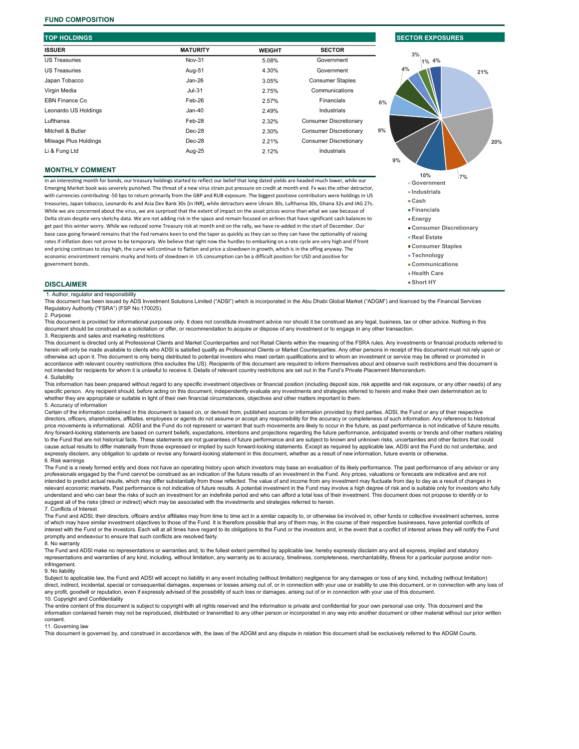## FUND COMPOSITION

### TOP HOLDINGS

| ISSUER | MATURITY | WEIGHT | SECTOR |
|---|---|---|---|
| US Treasuries | Nov-31 | 5.08% | Government |
| US Treasuries | Aug-51 | 4.30% | Government |
| Japan Tobacco | Jan-26 | 3.05% | Consumer Staples |
| Virgin Media | Jul-31 | 2.75% | Communications |
| EBN Finance Co | Feb-26 | 2.57% | Financials |
| Leonardo US Holdings | Jan-40 | 2.49% | Industrials |
| Lufthansa | Feb-28 | 2.32% | Consumer Discretionary |
| Mitchell & Butler | Dec-28 | 2.30% | Consumer Discretionary |
| Mileage Plus Holdings | Dec-28 | 2.21% | Consumer Discretionary |
| Li & Fung Ltd | Aug-25 | 2.12% | Industrials |

### SECTOR EXPOSURES

21%
20%
7%
10%
9%
9%
6%
4%
3%
1%
4%

- Government
- Industrials
- Cash
- Financials
- Energy
- Consumer Discretionary
- Real Estate
- Consumer Staples
- Technology
- Communications
- Health Care
- Short HY

## MONTHLY COMMENT

In an interesting month for bonds, our treasury holdings started to reflect our belief that long dated yields are headed much lower, while our Emerging Market book was severely punished. The threat of a new virus strain put pressure on credit at month end. Fx was the other detractor, with currencies contributing -50 bps to return primarily from the GBP and RUB exposure. The biggest positiove contributors were holdings in US treasuries, Japan tobacco, Leonardo 4s and Asia Dev Bank 30s (in INR), while detractors were Ukrain 30s, Lufthansa 30s, Ghana 32s and IAG 27s. While we are concerned about the virus, we are surprised that the extent of impact on the asset prices worse than what we saw because of Delta strain despite very sketchy data. We are not adding risk in the space and remain focused on airlines that have significant cash balances to get past this winter worry. While we reduced some Treasury risk at month end on the rally, we have re-added in the start of December. Our base case going forward remains that the Fed remains keen to end the taper as quickly as they can so they can have the optionality of raising rates if inflation does not prove to be temporary. We believe that right now the hurdles to embarking on a rate cycle are very high and if front end pricing continues to stay high, the curve will continue to flatten and price a slowdown in growth, which is in the offing anyway. The economic environment remains murky and hints of slowdown in US consumption can be a difficult position for USD and positive for government bonds.

## DISCLAIMER

1. Author, regulator and responsibility

This document has been issued by ADS Investment Solutions Limited ("ADSI") which is incorporated in the Abu Dhabi Global Market ("ADGM") and licenced by the Financial Services Regulatory Authority ("FSRA") (FSP No:170025).

2. Purpose

This document is provided for informational purposes only. It does not constitute investment advice nor should it be construed as any legal, business, tax or other advice. Nothing in this document should be construed as a solicitation or offer, or recommendation to acquire or dispose of any investment or to engage in any other transaction.

3. Recipients and sales and marketing restrictions

This document is directed only at Professional Clients and Market Counterparties and not Retail Clients within the meaning of the FSRA rules. Any investments or financial products referred to herein will only be made available to clients who ADSI is satisfied qualify as Professional Clients or Market Counterparties. Any other persons in receipt of this document must not rely upon or otherwise act upon it. This document is only being distributed to potential investors who meet certain qualifications and to whom an investment or service may be offered or promoted in accordance with relevant country restrictions (this excludes the US). Recipients of this document are required to inform themselves about and observe such restrictions and this document is not intended for recipients for whom it is unlawful to receive it. Details of relevant country restrictions are set out in the Fund's Private Placement Memorandum.

4. Suitability

This information has been prepared without regard to any specific investment objectives or financial position (including deposit size, risk appetite and risk exposure, or any other needs) of any specific person. Any recipient should, before acting on this document, independently evaluate any investments and strategies referred to herein and make their own determination as to whether they are appropriate or suitable in light of their own financial circumstances, objectives and other matters important to them.

5. Accuracy of information

Certain of the information contained in this document is based on, or derived from, published sources or information provided by third parties. ADSI, the Fund or any of their respective directors, officers, shareholders, affiliates, employees or agents do not assume or accept any responsibility for the accuracy or completeness of such information. Any reference to historical price movements is informational. ADSI and the Fund do not represent or warrant that such movements are likely to occur in the future, as past performance is not indicative of future results. Any forward-looking statements are based on current beliefs, expectations, intentions and projections regarding the future performance, anticipated events or trends and other matters relating to the Fund that are not historical facts. These statements are not guarantees of future performance and are subject to known and unknown risks, uncertainties and other factors that could cause actual results to differ materially from those expressed or implied by such forward-looking statements. Except as required by applicable law, ADSI and the Fund do not undertake, and expressly disclaim, any obligation to update or revise any forward-looking statement in this document, whether as a result of new information, future events or otherwise.

6. Risk warnings

The Fund is a newly formed entity and does not have an operating history upon which investors may base an evaluation of its likely performance. The past performance of any advisor or any professionals engaged by the Fund cannot be construed as an indication of the future results of an investment in the Fund. Any prices, valuations or forecasts are indicative and are not intended to predict actual results, which may differ substantially from those reflected. The value of and income from any investment may fluctuate from day to day as a result of changes in relevant economic markets. Past performance is not indicative of future results. A potential investment in the Fund may involve a high degree of risk and is suitable only for investors who fully understand and who can bear the risks of such an investment for an indefinite period and who can afford a total loss of their investment. This document does not propose to identify or to suggest all of the risks (direct or indirect) which may be associated with the investments and strategies referred to herein.

7. Conflicts of Interest

The Fund and ADSI, their directors, officers and/or affiliates may from time to time act in a similar capacity to, or otherwise be involved in, other funds or collective investment schemes, some of which may have similar investment objectives to those of the Fund. It is therefore possible that any of them may, in the course of their respective businesses, have potential conflicts of interest with the Fund or the investors. Each will at all times have regard to its obligations to the Fund or the investors and, in the event that a conflict of interest arises they will notify the Fund promptly and endeavour to ensure that such conflicts are resolved fairly.

8. No warranty

The Fund and ADSI make no representations or warranties and, to the fullest extent permitted by applicable law, hereby expressly disclaim any and all express, implied and statutory representations and warranties of any kind, including, without limitation, any warranty as to accuracy, timeliness, completeness, merchantability, fitness for a particular purpose and/or non-infringement.

9. No liability

Subject to applicable law, the Fund and ADSI will accept no liability in any event including (without limitation) negligence for any damages or loss of any kind, including (without limitation) direct, indirect, incidental, special or consequential damages, expenses or losses arising out of, or in connection with your use or inability to use this document, or in connection with any loss of any profit, goodwill or reputation, even if expressly advised of the possibility of such loss or damages, arising out of or in connection with your use of this document.

10. Copyright and Confidentiality

The entire content of this document is subject to copyright with all rights reserved and the information is private and confidential for your own personal use only. This document and the information contained herein may not be reproduced, distributed or transmitted to any other person or incorporated in any way into another document or other material without our prior written consent.

11. Governing law

This document is governed by, and construed in accordance with, the laws of the ADGM and any dispute in relation this document shall be exclusively referred to the ADGM Courts.